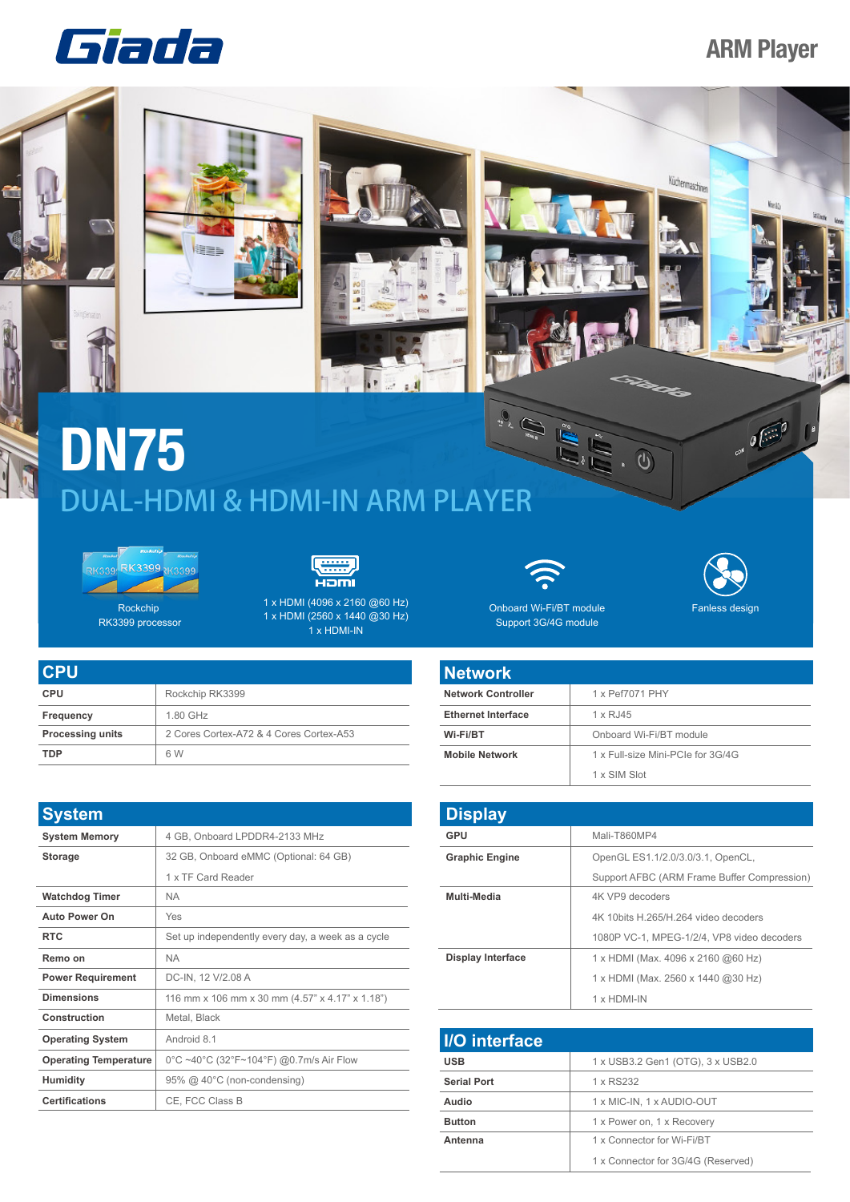# Giada

ARM Player

# DN75

## DUAL-HDMI & HDMI-IN ARM PLAYER

Rockchip RK3399 processor

1 x HDMI (4096 x 2160 @60 Hz)
1 x HDMI (2560 x 1440 @30 Hz)
1 x HDMI-IN

Onboard Wi-Fi/BT module
Support 3G/4G module

Fanless design

## CPU

| CPU | Rockchip RK3399 |
|---|---|
| Frequency | 1.80 GHz |
| Processing units | 2 Cores Cortex-A72 & 4 Cores Cortex-A53 |
| TDP | 6 W |

## System

| System Memory | 4 GB, Onboard LPDDR4-2133 MHz |
|---|---|
| Storage | 32 GB, Onboard eMMC (Optional: 64 GB) |
| | 1 x TF Card Reader |
| Watchdog Timer | NA |
| Auto Power On | Yes |
| RTC | Set up independently every day, a week as a cycle |
| Remo on | NA |
| Power Requirement | DC-IN, 12 V/2.08 A |
| Dimensions | 116 mm x 106 mm x 30 mm (4.57" x 4.17" x 1.18") |
| Construction | Metal, Black |
| Operating System | Android 8.1 |
| Operating Temperature | 0°C ~40°C (32°F~104°F) @0.7m/s Air Flow |
| Humidity | 95% @ 40°C (non-condensing) |
| Certifications | CE, FCC Class B |

## Network

| Network Controller | 1 x Pef7071 PHY |
|---|---|
| Ethernet Interface | 1 x RJ45 |
| Wi-Fi/BT | Onboard Wi-Fi/BT module |
| Mobile Network | 1 x Full-size Mini-PCIe for 3G/4G |
| | 1 x SIM Slot |

## Display

| GPU | Mali-T860MP4 |
|---|---|
| Graphic Engine | OpenGL ES1.1/2.0/3.0/3.1, OpenCL, |
| | Support AFBC (ARM Frame Buffer Compression) |
| Multi-Media | 4K VP9 decoders |
| | 4K 10bits H.265/H.264 video decoders |
| | 1080P VC-1, MPEG-1/2/4, VP8 video decoders |
| Display Interface | 1 x HDMI (Max. 4096 x 2160 @60 Hz) |
| | 1 x HDMI (Max. 2560 x 1440 @30 Hz) |
| | 1 x HDMI-IN |

## I/O interface

| USB | 1 x USB3.2 Gen1 (OTG), 3 x USB2.0 |
|---|---|
| Serial Port | 1 x RS232 |
| Audio | 1 x MIC-IN, 1 x AUDIO-OUT |
| Button | 1 x Power on, 1 x Recovery |
| Antenna | 1 x Connector for Wi-Fi/BT |
| | 1 x Connector for 3G/4G (Reserved) |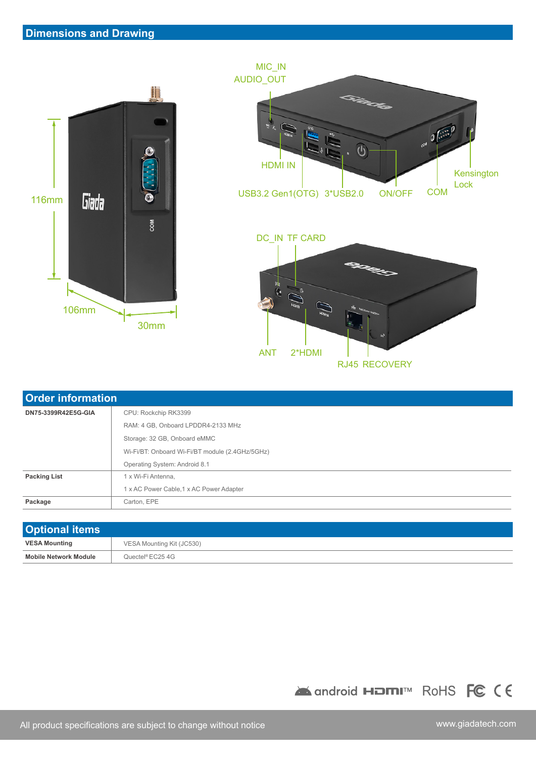## Dimensions and Drawing

116mm

106mm

30mm

MIC_IN
AUDIO_OUT

HDMI IN

USB3.2 Gen1(OTG) 3*USB2.0 ON/OFF COM

Kensington Lock

DC_IN TF CARD

ANT 2*HDMI

RJ45 RECOVERY

## Order information

| | | |
|---|---|---|
| **DN75-3399R42E5G-GIA** | CPU: Rockchip RK3399 | |
| | RAM: 4 GB, Onboard LPDDR4-2133 MHz | |
| | Storage: 32 GB, Onboard eMMC | |
| | Wi-Fi/BT: Onboard Wi-Fi/BT module (2.4GHz/5GHz) | |
| | Operating System: Android 8.1 | |
| **Packing List** | 1 x Wi-Fi Antenna, | |
| | 1 x AC Power Cable,1 x AC Power Adapter | |
| **Package** | Carton, EPE | |

## Optional items

| | |
|---|---|
| **VESA Mounting** | VESA Mounting Kit (JC530) |
| **Mobile Network Module** | Quectel® EC25 4G |

android HDMI™ RoHS FC CE

All product specifications are subject to change without notice

www.giadatech.com